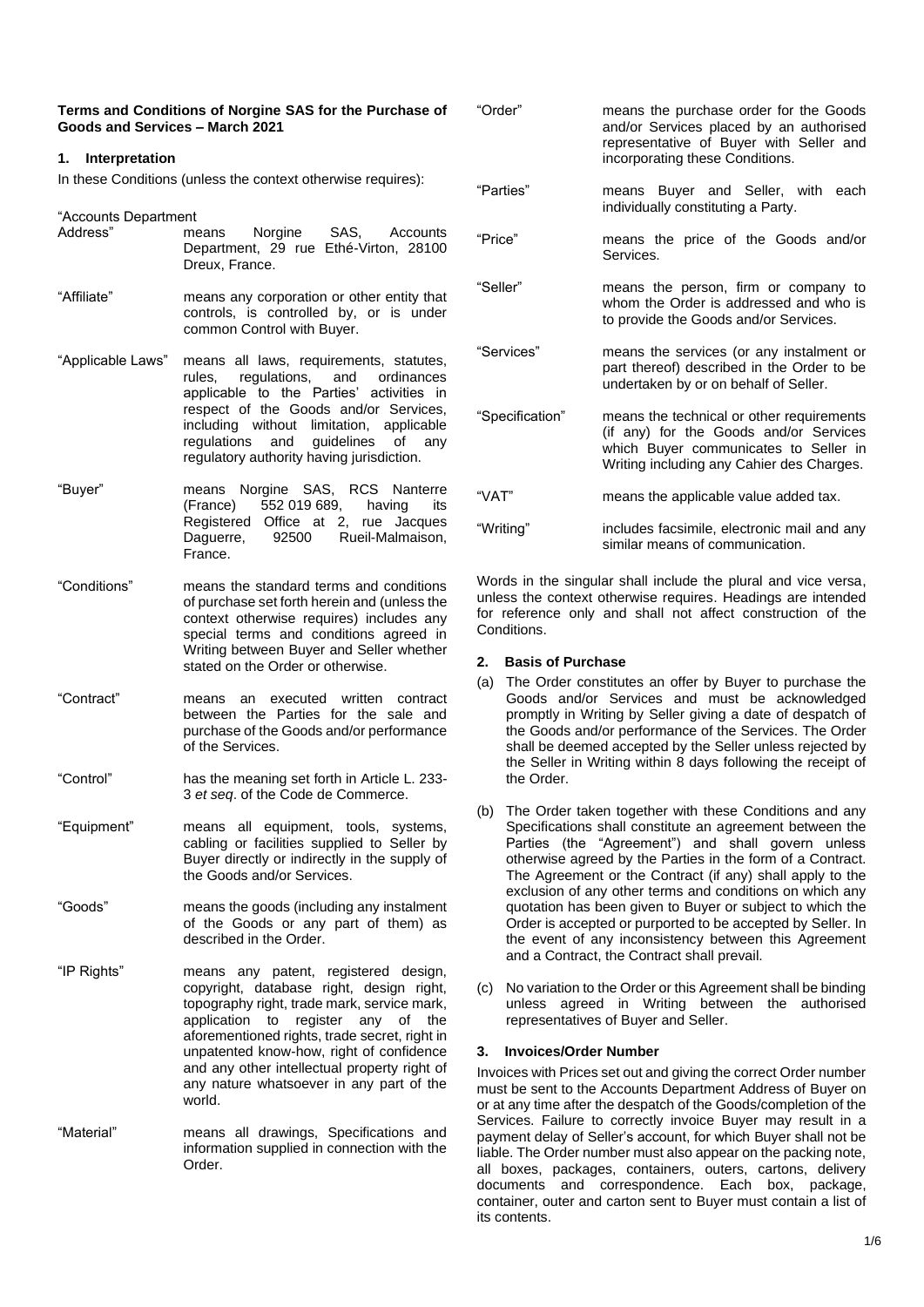**Terms and Conditions of Norgine SAS for the Purchase of Goods and Services – March 2021**

## 1. Interpretation

In these Conditions (unless the context otherwise requires):

| Term | Definition |
|---|---|
| "Accounts Department Address" | means Norgine SAS, Accounts Department, 29 rue Ethé-Virton, 28100 Dreux, France. |
| "Affiliate" | means any corporation or other entity that controls, is controlled by, or is under common Control with Buyer. |
| "Applicable Laws" | means all laws, requirements, statutes, rules, regulations, and ordinances applicable to the Parties' activities in respect of the Goods and/or Services, including without limitation, applicable regulations and guidelines of any regulatory authority having jurisdiction. |
| "Buyer" | means Norgine SAS, RCS Nanterre (France) 552 019 689, having its Registered Office at 2, rue Jacques Daguerre, 92500 Rueil-Malmaison, France. |
| "Conditions" | means the standard terms and conditions of purchase set forth herein and (unless the context otherwise requires) includes any special terms and conditions agreed in Writing between Buyer and Seller whether stated on the Order or otherwise. |
| "Contract" | means an executed written contract between the Parties for the sale and purchase of the Goods and/or performance of the Services. |
| "Control" | has the meaning set forth in Article L. 233-3 *et seq*. of the Code de Commerce. |
| "Equipment" | means all equipment, tools, systems, cabling or facilities supplied to Seller by Buyer directly or indirectly in the supply of the Goods and/or Services. |
| "Goods" | means the goods (including any instalment of the Goods or any part of them) as described in the Order. |
| "IP Rights" | means any patent, registered design, copyright, database right, design right, topography right, trade mark, service mark, application to register any of the aforementioned rights, trade secret, right in unpatented know-how, right of confidence and any other intellectual property right of any nature whatsoever in any part of the world. |
| "Material" | means all drawings, Specifications and information supplied in connection with the Order. |
| "Order" | means the purchase order for the Goods and/or Services placed by an authorised representative of Buyer with Seller and incorporating these Conditions. |
| "Parties" | means Buyer and Seller, with each individually constituting a Party. |
| "Price" | means the price of the Goods and/or Services. |
| "Seller" | means the person, firm or company to whom the Order is addressed and who is to provide the Goods and/or Services. |
| "Services" | means the services (or any instalment or part thereof) described in the Order to be undertaken by or on behalf of Seller. |
| "Specification" | means the technical or other requirements (if any) for the Goods and/or Services which Buyer communicates to Seller in Writing including any Cahier des Charges. |
| "VAT" | means the applicable value added tax. |
| "Writing" | includes facsimile, electronic mail and any similar means of communication. |

Words in the singular shall include the plural and vice versa, unless the context otherwise requires. Headings are intended for reference only and shall not affect construction of the Conditions.

## 2. Basis of Purchase

(a) The Order constitutes an offer by Buyer to purchase the Goods and/or Services and must be acknowledged promptly in Writing by Seller giving a date of despatch of the Goods and/or performance of the Services. The Order shall be deemed accepted by the Seller unless rejected by the Seller in Writing within 8 days following the receipt of the Order.

(b) The Order taken together with these Conditions and any Specifications shall constitute an agreement between the Parties (the "Agreement") and shall govern unless otherwise agreed by the Parties in the form of a Contract. The Agreement or the Contract (if any) shall apply to the exclusion of any other terms and conditions on which any quotation has been given to Buyer or subject to which the Order is accepted or purported to be accepted by Seller. In the event of any inconsistency between this Agreement and a Contract, the Contract shall prevail.

(c) No variation to the Order or this Agreement shall be binding unless agreed in Writing between the authorised representatives of Buyer and Seller.

## 3. Invoices/Order Number

Invoices with Prices set out and giving the correct Order number must be sent to the Accounts Department Address of Buyer on or at any time after the despatch of the Goods/completion of the Services. Failure to correctly invoice Buyer may result in a payment delay of Seller's account, for which Buyer shall not be liable. The Order number must also appear on the packing note, all boxes, packages, containers, outers, cartons, delivery documents and correspondence. Each box, package, container, outer and carton sent to Buyer must contain a list of its contents.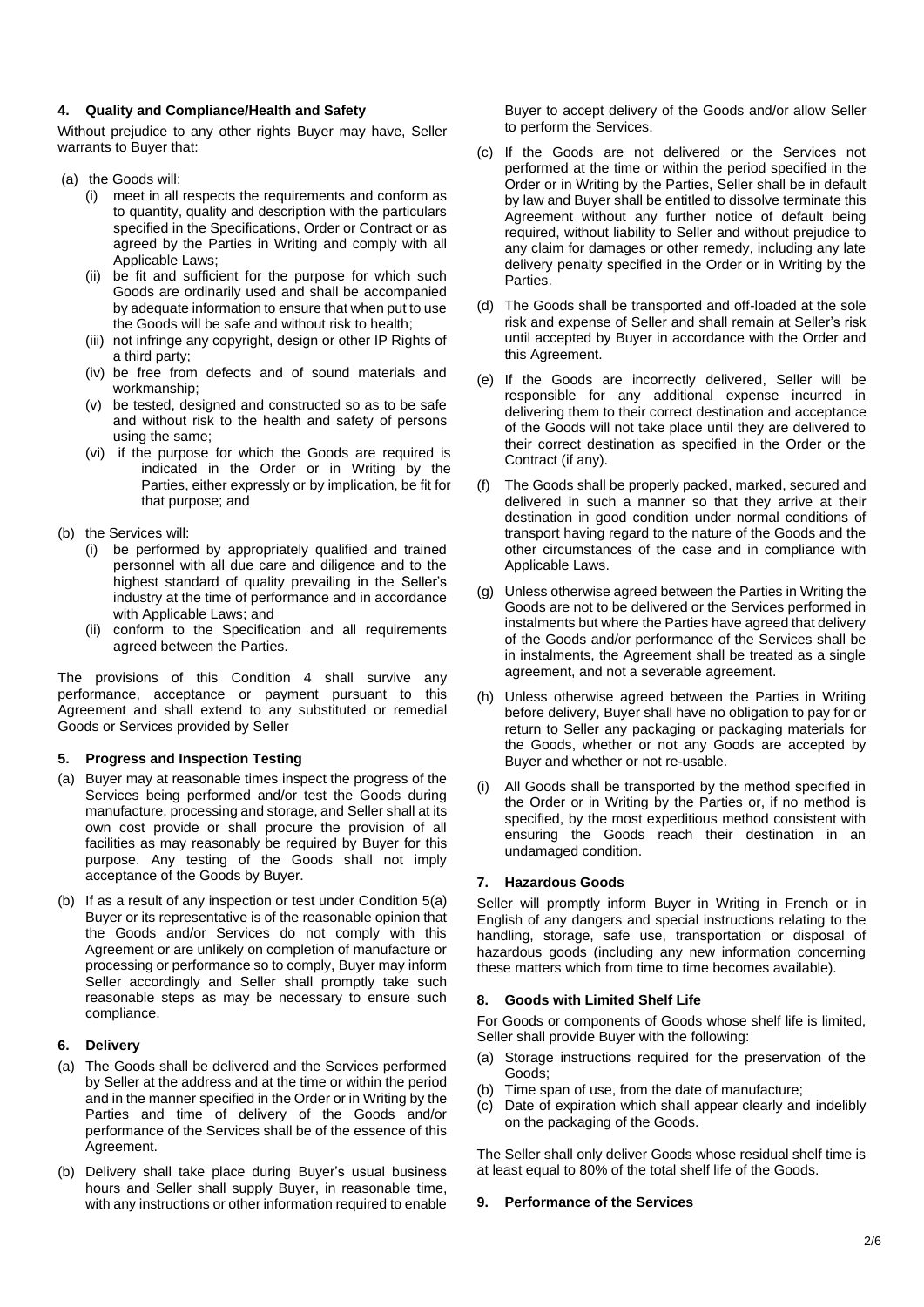## 4. Quality and Compliance/Health and Safety

Without prejudice to any other rights Buyer may have, Seller warrants to Buyer that:

(a) the Goods will:

- (i) meet in all respects the requirements and conform as to quantity, quality and description with the particulars specified in the Specifications, Order or Contract or as agreed by the Parties in Writing and comply with all Applicable Laws;
- (ii) be fit and sufficient for the purpose for which such Goods are ordinarily used and shall be accompanied by adequate information to ensure that when put to use the Goods will be safe and without risk to health;
- (iii) not infringe any copyright, design or other IP Rights of a third party;
- (iv) be free from defects and of sound materials and workmanship;
- (v) be tested, designed and constructed so as to be safe and without risk to the health and safety of persons using the same;
- (vi) if the purpose for which the Goods are required is indicated in the Order or in Writing by the Parties, either expressly or by implication, be fit for that purpose; and

(b) the Services will:

- (i) be performed by appropriately qualified and trained personnel with all due care and diligence and to the highest standard of quality prevailing in the Seller's industry at the time of performance and in accordance with Applicable Laws; and
- (ii) conform to the Specification and all requirements agreed between the Parties.

The provisions of this Condition 4 shall survive any performance, acceptance or payment pursuant to this Agreement and shall extend to any substituted or remedial Goods or Services provided by Seller

## 5. Progress and Inspection Testing

(a) Buyer may at reasonable times inspect the progress of the Services being performed and/or test the Goods during manufacture, processing and storage, and Seller shall at its own cost provide or shall procure the provision of all facilities as may reasonably be required by Buyer for this purpose. Any testing of the Goods shall not imply acceptance of the Goods by Buyer.

(b) If as a result of any inspection or test under Condition 5(a) Buyer or its representative is of the reasonable opinion that the Goods and/or Services do not comply with this Agreement or are unlikely on completion of manufacture or processing or performance so to comply, Buyer may inform Seller accordingly and Seller shall promptly take such reasonable steps as may be necessary to ensure such compliance.

## 6. Delivery

(a) The Goods shall be delivered and the Services performed by Seller at the address and at the time or within the period and in the manner specified in the Order or in Writing by the Parties and time of delivery of the Goods and/or performance of the Services shall be of the essence of this Agreement.

(b) Delivery shall take place during Buyer's usual business hours and Seller shall supply Buyer, in reasonable time, with any instructions or other information required to enable Buyer to accept delivery of the Goods and/or allow Seller to perform the Services.

(c) If the Goods are not delivered or the Services not performed at the time or within the period specified in the Order or in Writing by the Parties, Seller shall be in default by law and Buyer shall be entitled to dissolve terminate this Agreement without any further notice of default being required, without liability to Seller and without prejudice to any claim for damages or other remedy, including any late delivery penalty specified in the Order or in Writing by the Parties.

(d) The Goods shall be transported and off-loaded at the sole risk and expense of Seller and shall remain at Seller's risk until accepted by Buyer in accordance with the Order and this Agreement.

(e) If the Goods are incorrectly delivered, Seller will be responsible for any additional expense incurred in delivering them to their correct destination and acceptance of the Goods will not take place until they are delivered to their correct destination as specified in the Order or the Contract (if any).

(f) The Goods shall be properly packed, marked, secured and delivered in such a manner so that they arrive at their destination in good condition under normal conditions of transport having regard to the nature of the Goods and the other circumstances of the case and in compliance with Applicable Laws.

(g) Unless otherwise agreed between the Parties in Writing the Goods are not to be delivered or the Services performed in instalments but where the Parties have agreed that delivery of the Goods and/or performance of the Services shall be in instalments, the Agreement shall be treated as a single agreement, and not a severable agreement.

(h) Unless otherwise agreed between the Parties in Writing before delivery, Buyer shall have no obligation to pay for or return to Seller any packaging or packaging materials for the Goods, whether or not any Goods are accepted by Buyer and whether or not re-usable.

(i) All Goods shall be transported by the method specified in the Order or in Writing by the Parties or, if no method is specified, by the most expeditious method consistent with ensuring the Goods reach their destination in an undamaged condition.

## 7. Hazardous Goods

Seller will promptly inform Buyer in Writing in French or in English of any dangers and special instructions relating to the handling, storage, safe use, transportation or disposal of hazardous goods (including any new information concerning these matters which from time to time becomes available).

## 8. Goods with Limited Shelf Life

For Goods or components of Goods whose shelf life is limited, Seller shall provide Buyer with the following:

(a) Storage instructions required for the preservation of the Goods;
(b) Time span of use, from the date of manufacture;
(c) Date of expiration which shall appear clearly and indelibly on the packaging of the Goods.

The Seller shall only deliver Goods whose residual shelf time is at least equal to 80% of the total shelf life of the Goods.

## 9. Performance of the Services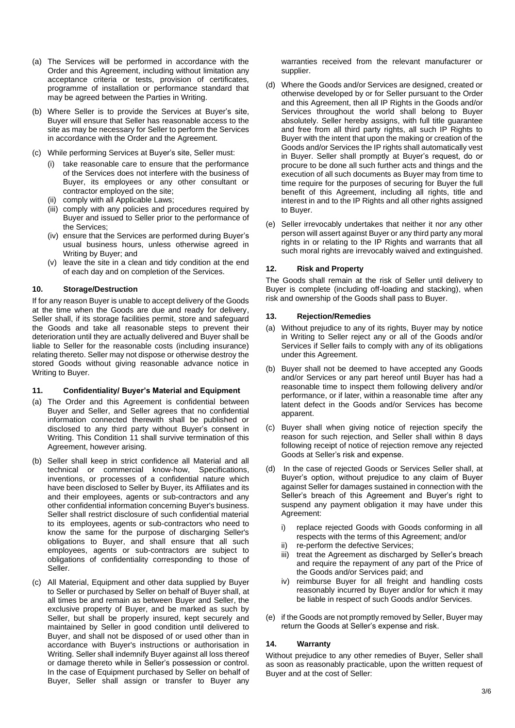(a) The Services will be performed in accordance with the Order and this Agreement, including without limitation any acceptance criteria or tests, provision of certificates, programme of installation or performance standard that may be agreed between the Parties in Writing.

(b) Where Seller is to provide the Services at Buyer's site, Buyer will ensure that Seller has reasonable access to the site as may be necessary for Seller to perform the Services in accordance with the Order and the Agreement.

(c) While performing Services at Buyer's site, Seller must:

  (i) take reasonable care to ensure that the performance of the Services does not interfere with the business of Buyer, its employees or any other consultant or contractor employed on the site;
  (ii) comply with all Applicable Laws;
  (iii) comply with any policies and procedures required by Buyer and issued to Seller prior to the performance of the Services;
  (iv) ensure that the Services are performed during Buyer's usual business hours, unless otherwise agreed in Writing by Buyer; and
  (v) leave the site in a clean and tidy condition at the end of each day and on completion of the Services.

### 10. Storage/Destruction

If for any reason Buyer is unable to accept delivery of the Goods at the time when the Goods are due and ready for delivery, Seller shall, if its storage facilities permit, store and safeguard the Goods and take all reasonable steps to prevent their deterioration until they are actually delivered and Buyer shall be liable to Seller for the reasonable costs (including insurance) relating thereto. Seller may not dispose or otherwise destroy the stored Goods without giving reasonable advance notice in Writing to Buyer.

### 11. Confidentiality/ Buyer's Material and Equipment

(a) The Order and this Agreement is confidential between Buyer and Seller, and Seller agrees that no confidential information connected therewith shall be published or disclosed to any third party without Buyer's consent in Writing. This Condition 11 shall survive termination of this Agreement, however arising.

(b) Seller shall keep in strict confidence all Material and all technical or commercial know-how, Specifications, inventions, or processes of a confidential nature which have been disclosed to Seller by Buyer, its Affiliates and its and their employees, agents or sub-contractors and any other confidential information concerning Buyer's business. Seller shall restrict disclosure of such confidential material to its employees, agents or sub-contractors who need to know the same for the purpose of discharging Seller's obligations to Buyer, and shall ensure that all such employees, agents or sub-contractors are subject to obligations of confidentiality corresponding to those of Seller.

(c) All Material, Equipment and other data supplied by Buyer to Seller or purchased by Seller on behalf of Buyer shall, at all times be and remain as between Buyer and Seller, the exclusive property of Buyer, and be marked as such by Seller, but shall be properly insured, kept securely and maintained by Seller in good condition until delivered to Buyer, and shall not be disposed of or used other than in accordance with Buyer's instructions or authorisation in Writing. Seller shall indemnify Buyer against all loss thereof or damage thereto while in Seller's possession or control. In the case of Equipment purchased by Seller on behalf of Buyer, Seller shall assign or transfer to Buyer any warranties received from the relevant manufacturer or supplier.

(d) Where the Goods and/or Services are designed, created or otherwise developed by or for Seller pursuant to the Order and this Agreement, then all IP Rights in the Goods and/or Services throughout the world shall belong to Buyer absolutely. Seller hereby assigns, with full title guarantee and free from all third party rights, all such IP Rights to Buyer with the intent that upon the making or creation of the Goods and/or Services the IP rights shall automatically vest in Buyer. Seller shall promptly at Buyer's request, do or procure to be done all such further acts and things and the execution of all such documents as Buyer may from time to time require for the purposes of securing for Buyer the full benefit of this Agreement, including all rights, title and interest in and to the IP Rights and all other rights assigned to Buyer.

(e) Seller irrevocably undertakes that neither it nor any other person will assert against Buyer or any third party any moral rights in or relating to the IP Rights and warrants that all such moral rights are irrevocably waived and extinguished.

### 12. Risk and Property

The Goods shall remain at the risk of Seller until delivery to Buyer is complete (including off-loading and stacking), when risk and ownership of the Goods shall pass to Buyer.

### 13. Rejection/Remedies

(a) Without prejudice to any of its rights, Buyer may by notice in Writing to Seller reject any or all of the Goods and/or Services if Seller fails to comply with any of its obligations under this Agreement.

(b) Buyer shall not be deemed to have accepted any Goods and/or Services or any part hereof until Buyer has had a reasonable time to inspect them following delivery and/or performance, or if later, within a reasonable time after any latent defect in the Goods and/or Services has become apparent.

(c) Buyer shall when giving notice of rejection specify the reason for such rejection, and Seller shall within 8 days following receipt of notice of rejection remove any rejected Goods at Seller's risk and expense.

(d) In the case of rejected Goods or Services Seller shall, at Buyer's option, without prejudice to any claim of Buyer against Seller for damages sustained in connection with the Seller's breach of this Agreement and Buyer's right to suspend any payment obligation it may have under this Agreement:

  i) replace rejected Goods with Goods conforming in all respects with the terms of this Agreement; and/or
  ii) re-perform the defective Services;
  iii) treat the Agreement as discharged by Seller's breach and require the repayment of any part of the Price of the Goods and/or Services paid; and
  iv) reimburse Buyer for all freight and handling costs reasonably incurred by Buyer and/or for which it may be liable in respect of such Goods and/or Services.

(e) if the Goods are not promptly removed by Seller, Buyer may return the Goods at Seller's expense and risk.

### 14. Warranty

Without prejudice to any other remedies of Buyer, Seller shall as soon as reasonably practicable, upon the written request of Buyer and at the cost of Seller: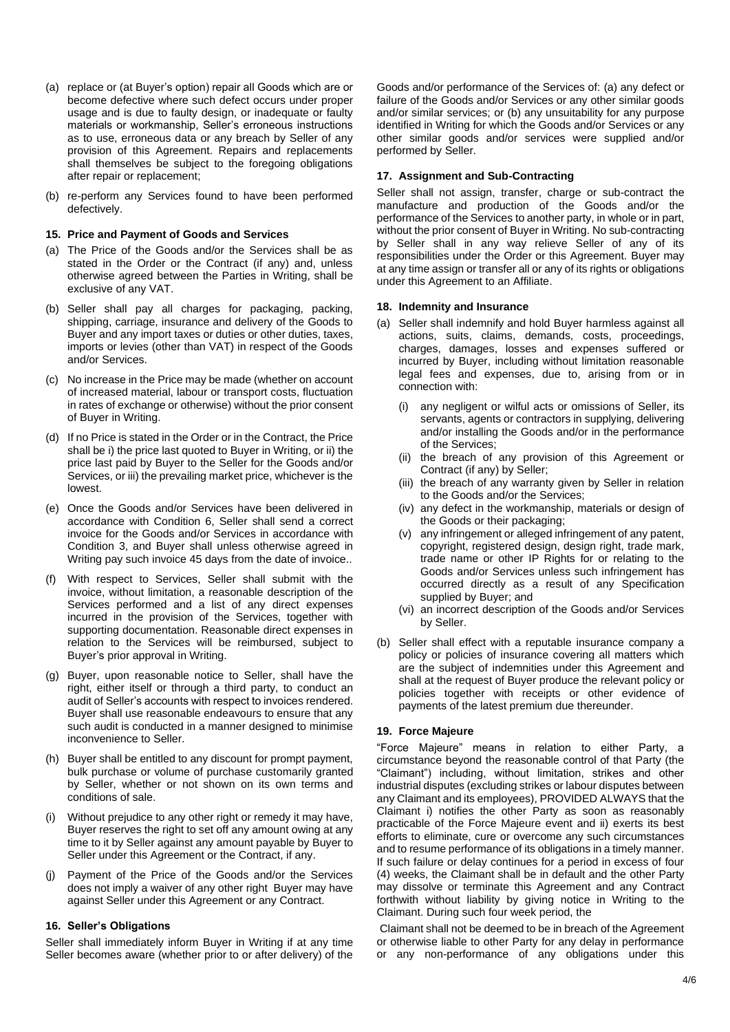(a) replace or (at Buyer's option) repair all Goods which are or become defective where such defect occurs under proper usage and is due to faulty design, or inadequate or faulty materials or workmanship, Seller's erroneous instructions as to use, erroneous data or any breach by Seller of any provision of this Agreement. Repairs and replacements shall themselves be subject to the foregoing obligations after repair or replacement;

(b) re-perform any Services found to have been performed defectively.

### 15. Price and Payment of Goods and Services

(a) The Price of the Goods and/or the Services shall be as stated in the Order or the Contract (if any) and, unless otherwise agreed between the Parties in Writing, shall be exclusive of any VAT.

(b) Seller shall pay all charges for packaging, packing, shipping, carriage, insurance and delivery of the Goods to Buyer and any import taxes or duties or other duties, taxes, imports or levies (other than VAT) in respect of the Goods and/or Services.

(c) No increase in the Price may be made (whether on account of increased material, labour or transport costs, fluctuation in rates of exchange or otherwise) without the prior consent of Buyer in Writing.

(d) If no Price is stated in the Order or in the Contract, the Price shall be i) the price last quoted to Buyer in Writing, or ii) the price last paid by Buyer to the Seller for the Goods and/or Services, or iii) the prevailing market price, whichever is the lowest.

(e) Once the Goods and/or Services have been delivered in accordance with Condition 6, Seller shall send a correct invoice for the Goods and/or Services in accordance with Condition 3, and Buyer shall unless otherwise agreed in Writing pay such invoice 45 days from the date of invoice..

(f) With respect to Services, Seller shall submit with the invoice, without limitation, a reasonable description of the Services performed and a list of any direct expenses incurred in the provision of the Services, together with supporting documentation. Reasonable direct expenses in relation to the Services will be reimbursed, subject to Buyer's prior approval in Writing.

(g) Buyer, upon reasonable notice to Seller, shall have the right, either itself or through a third party, to conduct an audit of Seller's accounts with respect to invoices rendered. Buyer shall use reasonable endeavours to ensure that any such audit is conducted in a manner designed to minimise inconvenience to Seller.

(h) Buyer shall be entitled to any discount for prompt payment, bulk purchase or volume of purchase customarily granted by Seller, whether or not shown on its own terms and conditions of sale.

(i) Without prejudice to any other right or remedy it may have, Buyer reserves the right to set off any amount owing at any time to it by Seller against any amount payable by Buyer to Seller under this Agreement or the Contract, if any.

(j) Payment of the Price of the Goods and/or the Services does not imply a waiver of any other right Buyer may have against Seller under this Agreement or any Contract.

### 16. Seller's Obligations

Seller shall immediately inform Buyer in Writing if at any time Seller becomes aware (whether prior to or after delivery) of the Goods and/or performance of the Services of: (a) any defect or failure of the Goods and/or Services or any other similar goods and/or similar services; or (b) any unsuitability for any purpose identified in Writing for which the Goods and/or Services or any other similar goods and/or services were supplied and/or performed by Seller.

### 17. Assignment and Sub-Contracting

Seller shall not assign, transfer, charge or sub-contract the manufacture and production of the Goods and/or the performance of the Services to another party, in whole or in part, without the prior consent of Buyer in Writing. No sub-contracting by Seller shall in any way relieve Seller of any of its responsibilities under the Order or this Agreement. Buyer may at any time assign or transfer all or any of its rights or obligations under this Agreement to an Affiliate.

### 18. Indemnity and Insurance

(a) Seller shall indemnify and hold Buyer harmless against all actions, suits, claims, demands, costs, proceedings, charges, damages, losses and expenses suffered or incurred by Buyer, including without limitation reasonable legal fees and expenses, due to, arising from or in connection with:

   (i) any negligent or wilful acts or omissions of Seller, its servants, agents or contractors in supplying, delivering and/or installing the Goods and/or in the performance of the Services;
   (ii) the breach of any provision of this Agreement or Contract (if any) by Seller;
   (iii) the breach of any warranty given by Seller in relation to the Goods and/or the Services;
   (iv) any defect in the workmanship, materials or design of the Goods or their packaging;
   (v) any infringement or alleged infringement of any patent, copyright, registered design, design right, trade mark, trade name or other IP Rights for or relating to the Goods and/or Services unless such infringement has occurred directly as a result of any Specification supplied by Buyer; and
   (vi) an incorrect description of the Goods and/or Services by Seller.

(b) Seller shall effect with a reputable insurance company a policy or policies of insurance covering all matters which are the subject of indemnities under this Agreement and shall at the request of Buyer produce the relevant policy or policies together with receipts or other evidence of payments of the latest premium due thereunder.

### 19. Force Majeure

"Force Majeure" means in relation to either Party, a circumstance beyond the reasonable control of that Party (the "Claimant") including, without limitation, strikes and other industrial disputes (excluding strikes or labour disputes between any Claimant and its employees), PROVIDED ALWAYS that the Claimant i) notifies the other Party as soon as reasonably practicable of the Force Majeure event and ii) exerts its best efforts to eliminate, cure or overcome any such circumstances and to resume performance of its obligations in a timely manner. If such failure or delay continues for a period in excess of four (4) weeks, the Claimant shall be in default and the other Party may dissolve or terminate this Agreement and any Contract forthwith without liability by giving notice in Writing to the Claimant. During such four week period, the

Claimant shall not be deemed to be in breach of the Agreement or otherwise liable to other Party for any delay in performance or any non-performance of any obligations under this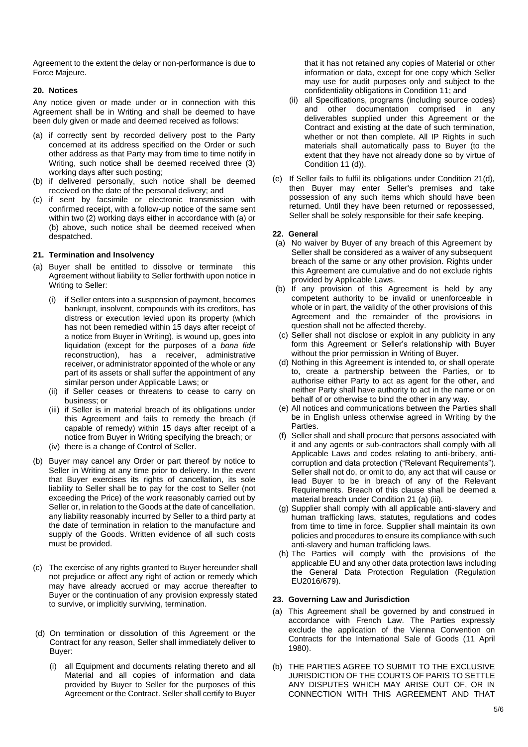Agreement to the extent the delay or non-performance is due to Force Majeure.

## 20. Notices

Any notice given or made under or in connection with this Agreement shall be in Writing and shall be deemed to have been duly given or made and deemed received as follows:

(a) if correctly sent by recorded delivery post to the Party concerned at its address specified on the Order or such other address as that Party may from time to time notify in Writing, such notice shall be deemed received three (3) working days after such posting;

(b) if delivered personally, such notice shall be deemed received on the date of the personal delivery; and

(c) if sent by facsimile or electronic transmission with confirmed receipt, with a follow-up notice of the same sent within two (2) working days either in accordance with (a) or (b) above, such notice shall be deemed received when despatched.

## 21. Termination and Insolvency

(a) Buyer shall be entitled to dissolve or terminate this Agreement without liability to Seller forthwith upon notice in Writing to Seller:

(i) if Seller enters into a suspension of payment, becomes bankrupt, insolvent, compounds with its creditors, has distress or execution levied upon its property (which has not been remedied within 15 days after receipt of a notice from Buyer in Writing), is wound up, goes into liquidation (except for the purposes of a *bona fide* reconstruction), has a receiver, administrative receiver, or administrator appointed of the whole or any part of its assets or shall suffer the appointment of any similar person under Applicable Laws; or

(ii) if Seller ceases or threatens to cease to carry on business; or

(iii) if Seller is in material breach of its obligations under this Agreement and fails to remedy the breach (if capable of remedy) within 15 days after receipt of a notice from Buyer in Writing specifying the breach; or

(iv) there is a change of Control of Seller.

(b) Buyer may cancel any Order or part thereof by notice to Seller in Writing at any time prior to delivery. In the event that Buyer exercises its rights of cancellation, its sole liability to Seller shall be to pay for the cost to Seller (not exceeding the Price) of the work reasonably carried out by Seller or, in relation to the Goods at the date of cancellation, any liability reasonably incurred by Seller to a third party at the date of termination in relation to the manufacture and supply of the Goods. Written evidence of all such costs must be provided.

(c) The exercise of any rights granted to Buyer hereunder shall not prejudice or affect any right of action or remedy which may have already accrued or may accrue thereafter to Buyer or the continuation of any provision expressly stated to survive, or implicitly surviving, termination.

(d) On termination or dissolution of this Agreement or the Contract for any reason, Seller shall immediately deliver to Buyer:

(i) all Equipment and documents relating thereto and all Material and all copies of information and data provided by Buyer to Seller for the purposes of this Agreement or the Contract. Seller shall certify to Buyer that it has not retained any copies of Material or other information or data, except for one copy which Seller may use for audit purposes only and subject to the confidentiality obligations in Condition 11; and

(ii) all Specifications, programs (including source codes) and other documentation comprised in any deliverables supplied under this Agreement or the Contract and existing at the date of such termination, whether or not then complete. All IP Rights in such materials shall automatically pass to Buyer (to the extent that they have not already done so by virtue of Condition 11 (d)).

(e) If Seller fails to fulfil its obligations under Condition 21(d), then Buyer may enter Seller's premises and take possession of any such items which should have been returned. Until they have been returned or repossessed, Seller shall be solely responsible for their safe keeping.

## 22. General

(a) No waiver by Buyer of any breach of this Agreement by Seller shall be considered as a waiver of any subsequent breach of the same or any other provision. Rights under this Agreement are cumulative and do not exclude rights provided by Applicable Laws.

(b) If any provision of this Agreement is held by any competent authority to be invalid or unenforceable in whole or in part, the validity of the other provisions of this Agreement and the remainder of the provisions in question shall not be affected thereby.

(c) Seller shall not disclose or exploit in any publicity in any form this Agreement or Seller's relationship with Buyer without the prior permission in Writing of Buyer.

(d) Nothing in this Agreement is intended to, or shall operate to, create a partnership between the Parties, or to authorise either Party to act as agent for the other, and neither Party shall have authority to act in the name or on behalf of or otherwise to bind the other in any way.

(e) All notices and communications between the Parties shall be in English unless otherwise agreed in Writing by the Parties.

(f) Seller shall and shall procure that persons associated with it and any agents or sub-contractors shall comply with all Applicable Laws and codes relating to anti-bribery, anti-corruption and data protection ("Relevant Requirements"). Seller shall not do, or omit to do, any act that will cause or lead Buyer to be in breach of any of the Relevant Requirements. Breach of this clause shall be deemed a material breach under Condition 21 (a) (iii).

(g) Supplier shall comply with all applicable anti-slavery and human trafficking laws, statutes, regulations and codes from time to time in force. Supplier shall maintain its own policies and procedures to ensure its compliance with such anti-slavery and human trafficking laws.

(h) The Parties will comply with the provisions of the applicable EU and any other data protection laws including the General Data Protection Regulation (Regulation EU2016/679).

## 23. Governing Law and Jurisdiction

(a) This Agreement shall be governed by and construed in accordance with French Law. The Parties expressly exclude the application of the Vienna Convention on Contracts for the International Sale of Goods (11 April 1980).

(b) THE PARTIES AGREE TO SUBMIT TO THE EXCLUSIVE JURISDICTION OF THE COURTS OF PARIS TO SETTLE ANY DISPUTES WHICH MAY ARISE OUT OF, OR IN CONNECTION WITH THIS AGREEMENT AND THAT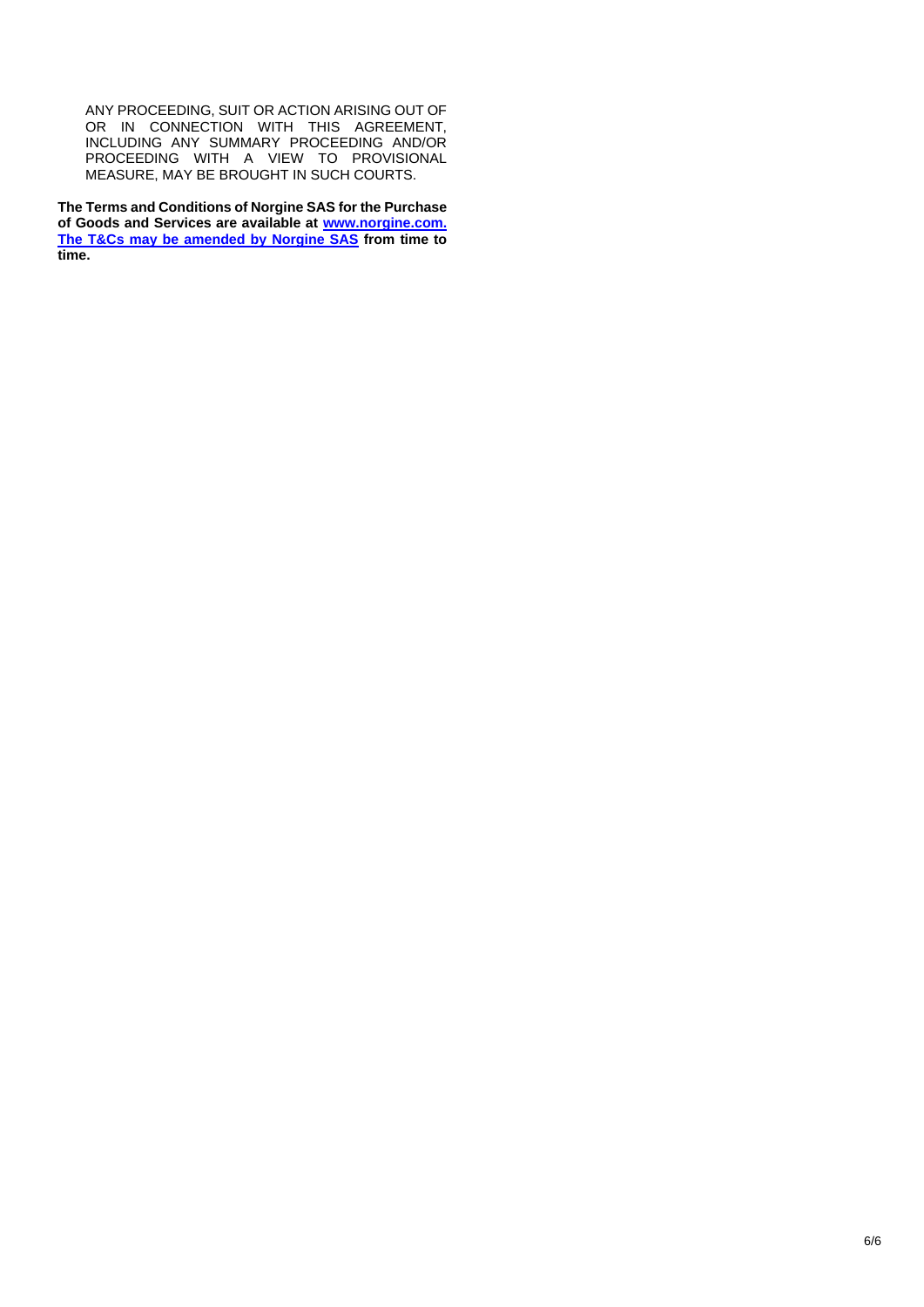ANY PROCEEDING, SUIT OR ACTION ARISING OUT OF OR IN CONNECTION WITH THIS AGREEMENT, INCLUDING ANY SUMMARY PROCEEDING AND/OR PROCEEDING WITH A VIEW TO PROVISIONAL MEASURE, MAY BE BROUGHT IN SUCH COURTS.

**The Terms and Conditions of Norgine SAS for the Purchase of Goods and Services are available at [www.norgine.com. The T&Cs may be amended by Norgine SAS](www.norgine.com) from time to time.**